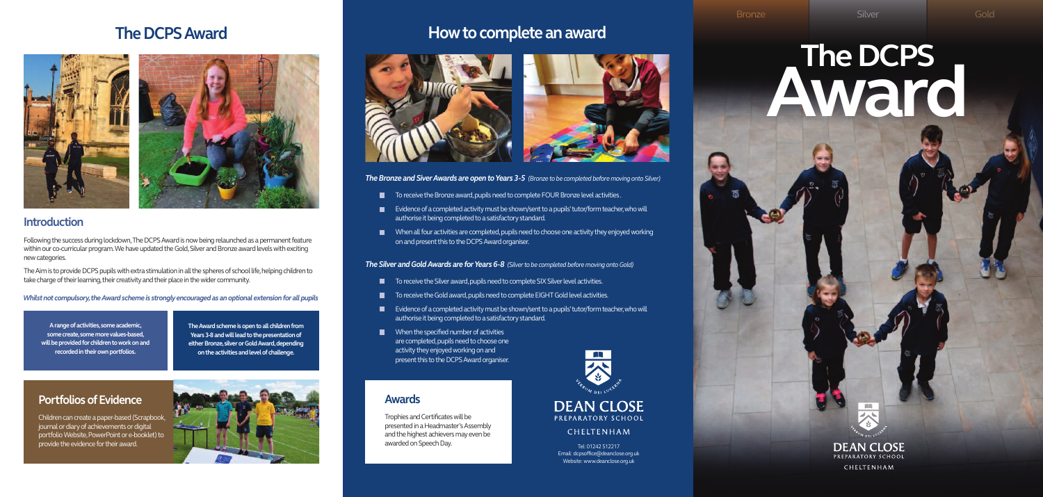# The DCPS Award

## Introduction

Following the success during lockdown, The DCPS Award is now being relaunched as a permanent feature within our co-curricular program. We have updated the Gold, Silver and Bronze award levels with exciting new categories.

The Aim is to provide DCPS pupils with extra stimulation in all the spheres of school life, helping children to take charge of their learning, their creativity and their place in the wider community.

***Whilst not compulsory, the Award scheme is strongly encouraged as an optional extension for all pupils***

**A range of activities, some academic, some create, some more values-based, will be provided for children to work on and recorded in their own portfolios.**

**The Award scheme is open to all children from Years 3-8 and will lead to the presentation of either Bronze, silver or Gold Award, depending on the activities and level of challenge.**

## Portfolios of Evidence

Children can create a paper-based (Scrapbook, journal or diary of achievements or digital portfolio Website, PowerPoint or e-booklet) to provide the evidence for their award.

# How to complete an award

***The Bronze and Siver Awards are open to Years 3-5*** *(Bronze to be completed before moving onto Silver)*

- To receive the Bronze award, pupils need to complete FOUR Bronze level activities .
- Evidence of a completed activity must be shown/sent to a pupils' tutor/form teacher, who will authorise it being completed to a satisfactory standard.
- When all four activities are completed, pupils need to choose one activity they enjoyed working on and present this to the DCPS Award organiser.

***The Silver and Gold Awards are for Years 6-8*** *(Silver to be completed before moving onto Gold)*

- To receive the Silver award, pupils need to complete SIX Silver level activities.
- To receive the Gold award, pupils need to complete EIGHT Gold level activities.
- Evidence of a completed activity must be shown/sent to a pupils' tutor/form teacher, who will authorise it being completed to a satisfactory standard.
- When the specified number of activities are completed, pupils need to choose one activity they enjoyed working on and present this to the DCPS Award organiser.

## Awards

Trophies and Certificates will be presented in a Headmaster's Assembly and the highest achievers may even be awarded on Speech Day.

DEAN CLOSE
PREPARATORY SCHOOL
CHELTENHAM

Tel: 01242 512217
Email: dcpsoffice@deanclose.org.uk
Website: www.deanclose.org.uk

Bronze | Silver | Gold

# The DCPS Award

DEAN CLOSE
PREPARATORY SCHOOL
CHELTENHAM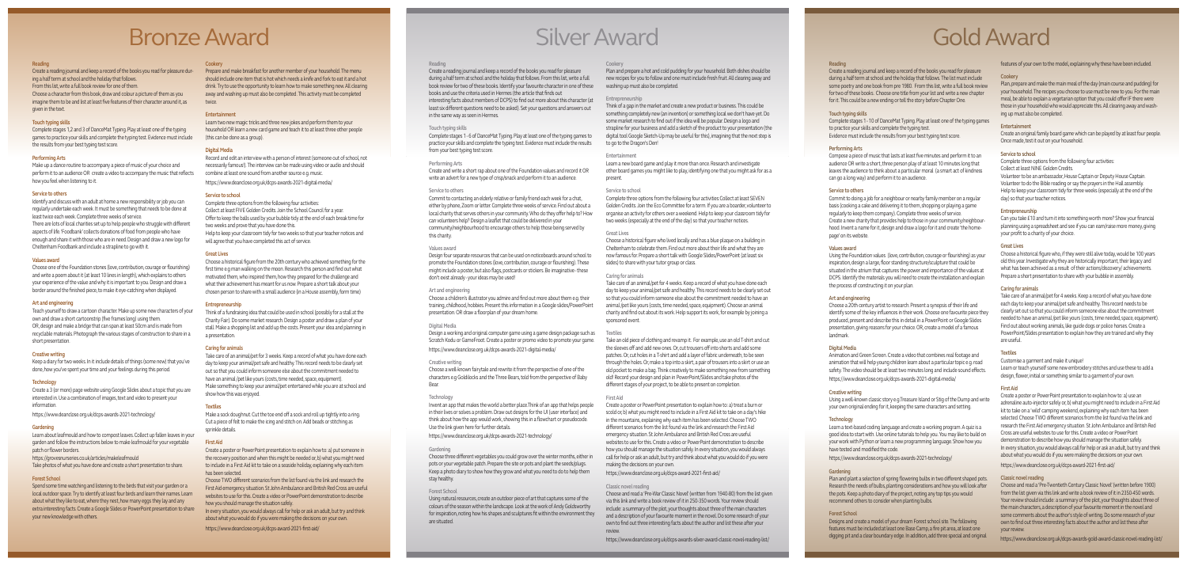# Bronze Award

### Reading

Create a reading journal and keep a record of the books you read for pleasure during a half term at school and the holiday that follows.
From this list, write a full book review for one of them.
Choose a character from this book, draw and colour a picture of them as you imagine them to be and list at least five features of their character around it, as given in the text.

### Touch typing skills

Complete stages 1,2 and 3 of DanceMat Typing. Play at least one of the typing games to practice your skills and complete the typing test. Evidence must include the results from your best typing test score.

### Performing Arts

Make up a dance routine to accompany a piece of music of your choice and perform it to an audience OR create a video to accompany the music that reflects how you feel when listening to it.

### Service to others

Identify and discuss with an adult at home a new responsibility or job you can regularly undertake each week. It must be something that needs to be done at least twice each week. Complete three weeks of service.
There are lots of local charities set up to help people who struggle with different aspects of life. 'Foodbank' collects donations of food from people who have enough and share it with those who are in need. Design and draw a new logo for Cheltenham Foodbank and include a strapline to go with it.

### Values award

Choose one of the Foundation stones (love, contribution, courage or flourishing) and write a poem about it (at least 10 lines in length), which explains to others your experience of the value and why it is important to you. Design and draw a border around the finished piece, to make it eye-catching when displayed.

### Art and engineering

Teach yourself to draw a cartoon character. Make up some new characters of your own and draw a short cartoonstrip (five frames long) using them.
OR, design and make a bridge that can span at least 50cm and is made from recyclable materials. Photograph the various stages of construction to share in a short presentation.

### Creative writing

Keep a diary for two weeks. In it include details of things (some new) that you've done, how you've spent your time and your feelings during this period.

### Technology

Create a 3 (or more) page website using Google Sites about a topic that you are interested in. Use a combination of images, text and video to present your information.

https://www.deanclose.org.uk/dcps-awards-2021-technology/

### Gardening

Learn about leafmould and how to compost leaves. Collect up fallen leaves in your garden and follow the instructions below to make leafmould for your vegetable patch or flower borders.
https://grovesnurseries.co.uk/articles/makeleafmould
Take photos of what you have done and create a short presentation to share.

### Forest School

Spend some time watching and listening to the birds that visit your garden or a local outdoor space. Try to identify at least four birds and learn their names. Learn about what they like to eat, where they nest, how many eggs they lay and any extra interesting facts. Create a Google Slides or PowerPoint presentation to share your new knowledge with others.

### Cookery

Prepare and make breakfast for another member of your household. The menu should include one item that is hot which needs a knife and fork to eat it and a hot drink. Try to use the opportunity to learn how to make something new. All clearing away and washing up must also be completed. This activity must be completed twice.

### Entertainment

Learn two new magic tricks and three new jokes and perform them to your household OR learn a new card game and teach it to at least three other people (this can be done as a group).

### Digital Media

Record and edit an interview with a person of interest (someone out of school, not necessarily famous!). The interview can be made using video or audio and should combine at least one sound from another source e.g. music.

https://www.deanclose.org.uk/dcps-awards-2021-digital-media/

### Service to school

Complete three options from the following four activities:
Collect at least FIVE Golden Credits. Join the School Council for a year.
Offer to keep the balls used by your bubble tidy at the end of each break time for two weeks and prove that you have done this.
Help to keep your classroom tidy for two weeks so that your teacher notices and will agree that you have completed this act of service.

### Great Lives

Choose a historical figure from the 20th century who achieved something for the first time e.g man walking on the moon. Research this person and find out what motivated them, who inspired them, how they prepared for the challenge and what their achievement has meant for us now. Prepare a short talk about your chosen person to share with a small audience (in a House assembly, form time)

### Entrepreneurship

Think of a fundraising idea that could be used in school (possibly for a stall at the Charity Fair). Do some market research. Design a poster and draw a plan of your stall. Make a shopping list and add up the costs. Present your idea and planning in a presentation.

### Caring for animals

Take care of an animal/pet for 3 weeks. Keep a record of what you have done each day to keep your animal/pet safe and healthy. This record needs to be clearly set out so that you could inform someone else about the commitment needed to have an animal /pet like yours (costs, time needed, space, equipment).
Make something to keep your animal/pet entertained while you are at school and show how this was enjoyed.

### Textiles

Make a sock doughnut. Cut the toe end off a sock and roll up tightly into a ring. Cut a piece of felt to make the icing and stitch on. Add beads or stitching as sprinkle details.

### First Aid

Create a poster or PowerPoint presentation to explain how to: a) put someone in the recovery position and when this might be needed or, b) what you might need to include in a First Aid kit to take on a seaside holiday, explaining why each item has been selected.
Choose TWO different scenarios from the list found via the link and research the First Aid emergency situation. St John Ambulance and British Red Cross are useful websites to use for this. Create a video or PowerPoint demonstration to describe how you should manage the situation safely.
In every situation, you would always call for help or ask an adult, but try and think about what you would do if you were making the decisions on your own.

https://www.deanclose.org.uk/dcps-awards-2021-first-aid/

# Silver Award

### Reading

Create a reading journal and keep a record of the books you read for pleasure during a half term at school and the holiday that follows. From this list, write a full book review for two of these books. Identify your favourite character in one of these books and use the criteria used in Hermes (the article that finds out interesting facts about members of DCPS) to find out more about this character (at least six different questions need to be asked). Set your questions and answers out in the same way as seen in Hermes.

### Touch typing skills

Complete stages 1 - 6 of DanceMat Typing. Play at least one of the typing games to practice your skills and complete the typing test. Evidence must include the results from your best typing test score.

### Performing Arts

Create and write a short rap about one of the Foundation values and record it OR write an advert for a new type of crisp/snack and perform it to an audience.

### Service to others

Commit to contacting an elderly relative or family friend each week for a chat, either by phone, Zoom or letter. Complete three weeks of service. Find out about a local charity that serves others in your community. Who do they offer help to? How can volunteers help? Design a leaflet that could be delivered in your community/neighbourhood to encourage others to help those being served by this charity.

### Values award

Design four separate resources that can be used on noticeboards around school to promote the Foundation stones (love, contribution, courage or flourishing). These might include a poster, but also flags, postcards or stickers. Be imaginative - these don't exist already - your ideas may be used!

### Art and engineering

Choose a children's illustrator you admire and find out more about them e.g. their training, childhood, hobbies. Present this information in a Google slides/PowerPoint presentation. OR draw a floorplan of your dream home.

### Digital Media

Design a working and original computer game using a game design package such as Scratch Kodu or GameFroot. Create a poster or promo video to promote your game.

https://www.deanclose.org.uk/dcps-awards-2021-digital-media/

### Creative writing

Choose a well-known fairytale and rewrite it from the perspective of one of the characters e.g Goldilocks and the Three Bears, told from the perspective of Baby Bear.

### Technology

Invent an app that makes the world a better place. Think of an app that helps people in their lives or solves a problem. Draw out designs for the UI (user interface) and think about how the app would work, showing this in a flowchart or pseudocode. Use the link given here for further details.

https://www.deanclose.org.uk/dcps-awards-2021-technology/

### Gardening

Choose three different vegetables you could grow over the winter months, either in pots or your vegetable patch. Prepare the site or pots and plant the seeds/plugs. Keep a photo diary to show how they grow and what you need to do to help them stay healthy.

### Forest School

Using natural resources, create an outdoor piece of art that captures some of the colours of the season within the landscape. Look at the work of Andy Goldsworthy for inspiration, noting how his shapes and sculptures fit within the environment they are situated.

### Cookery

Plan and prepare a hot and cold pudding for your household. Both dishes should be new recipes for you to follow and one must include fresh fruit. All clearing away and washing-up must also be completed.

### Entrepreneurship

Think of a gap in the market and create a new product or business. This could be something completely new (an invention) or something local we don't have yet. Do some market research to find out if the idea will be popular. Design a logo and strapline for your business and add a sketch of the product to your presentation (the digital tool Google Sketch-Up may be useful for this), imagining that the next step is to go to the Dragon's Den!

### Entertainment

Learn a new board game and play it more than once. Research and investigate other board games you might like to play, identifying one that you might ask for as a present.

### Service to school

Complete three options from the following four activities: Collect at least SEVEN Golden Credits. Join the Eco Committee for a term. If you are a boarder, volunteer to organise an activity for others over a weekend. Help to keep your classroom tidy for two weeks (especially at the end of the day) so that your teacher notices.

### Great Lives

Choose a historical figure who lived locally and has a blue plaque on a building in Cheltenham to celebrate them. Find out more about their life and what they are now famous for. Prepare a short talk with Google Slides/PowerPoint (at least six slides) to share with your tutor group or class.

### Caring for animals

Take care of an animal/pet for 4 weeks. Keep a record of what you have done each day to keep your animal/pet safe and healthy. This record needs to be clearly set out so that you could inform someone else about the commitment needed to have an animal /pet like yours (costs, time needed, space, equipment). Choose an animal charity and find out about its work. Help support its work, for example by joining a sponsored event.

### Textiles

Take an old piece of clothing and revamp it. For example, use an old T-shirt and cut the sleeves off and add new ones. Or, cut trousers off into shorts and add some patches. Or, cut holes in a T-shirt and add a layer of fabric underneath, to be seen through the holes. Or, make a top into a skirt, a pair of trousers into a skirt or use an old pocket to make a bag. Think creatively to make something new from something old! Record your design and plan in PowerPoint/Slides and take photos of the different stages of your project, to be able to present on completion.

### First Aid

Create a poster or PowerPoint presentation to explain how to: a) treat a burn or scold or, b) what you might need to include in a First Aid kit to take on a day's hike in the mountains, explaining why each item has been selected. Choose TWO different scenarios from the list found via the link and research the First Aid emergency situation. St John Ambulance and British Red Cross are useful websites to use for this. Create a video or PowerPoint demonstration to describe how you should manage the situation safely. In every situation, you would always call for help or ask an adult, but try and think about what you would do if you were making the decisions on your own.

https://www.deanclose.org.uk/dcps-awards-2021-first-aid/

### Classic novel reading

Choose and read a 'Pre-War Classic Novel' (written from 1940-80) from the list given via this link and write a book review of it in 250-350 words. Your review should include: a summary of the plot, your thoughts about three of the main characters and a description of your favourite moment in the novel. Do some research of your own to find out three interesting facts about the author and list these after your review.

https://www.deanclose.org.uk/dcps-awards-silver-award-classic-novel-reading-list/

# Gold Award

### Reading

Create a reading journal and keep a record of the books you read for pleasure during a half term at school and the holiday that follows. The list must include some poetry and one book from pre 1980. From this list, write a full book review for two of these books. Choose one title from your list and write a new chapter for it. This could be a new ending or tell the story before Chapter One.

### Touch typing skills

Complete stages 1- 10 of DanceMat Typing. Play at least one of the typing games to practice your skills and complete the typing test.
Evidence must include the results from your best typing test score.

### Performing Arts

Compose a piece of music that lasts at least five minutes and perform it to an audience OR write a short, three person play of at least 10 minutes long that leaves the audience to think about a particular moral (a smart act of kindness can go a long way) and perform it to an audience.

### Service to others

Commit to doing a job for a neighbour or nearby family member on a regular basis (cooking a cake and delivering it to them, shopping or playing a game regularly to keep them company). Complete three weeks of service.
Create a new charity that provides help to those in your community/neighbourhood. Invent a name for it, design and draw a logo for it and create 'the homepage' on its website.

### Values award

Using the Foundation values (love, contribution, courage or flourishing) as your inspiration, design a large, floor standing structure/sculpture that could be situated in the atrium that captures the power and importance of the values at DCPS. Identify the materials you will need to create the installation and explain the process of constructing it on your plan.

### Art and engineering

Choose a 20th century artist to research. Present a synopsis of their life and identify some of the key influences in their work. Choose one favourite piece they produced, present and describe this in detail in a PowerPoint or Google Slides presentation, giving reasons for your choice. OR, create a model of a famous landmark.

### Digital Media

Animation and Green Screen. Create a video that combines real footage and animation that will help young children learn about a particular topic e.g. road safety. The video should be at least two minutes long and include sound effects.
https://www.deanclose.org.uk/dcps-awards-2021-digital-media/

### Creative writing

Using a well-known classic story e.g.Treasure Island or Stig of the Dump and write your own original ending for it, keeping the same characters and setting.

### Technology

Learn a text-based coding language and create a working program. A quiz is a good idea to start with. Use online tutorials to help you. You may like to build on your work with Python or learn a new programming language. Show how you have tested and modified the code.

https://www.deanclose.org.uk/dcps-awards-2021-technology/

### Gardening

Plan and plant a selection of spring flowering bulbs in two different shaped pots. Research the needs of bulbs, planting considerations and how you will look after the pots. Keep a photo diary of the project, noting any top tips you would recommend others to consider when planting bulbs.

### Forest School

Designs and create a model of your dream Forest school site. The following features must be included at least one Base Camp, a fire pit area, at least one digging pit and a clear boundary edge. In addition, add three special and original features of your own to the model, explaining why these have been included.

### Cookery

Plan, prepare and make the main meal of the day (main course and pudding) for your household. The recipes you choose to use must be new to you. For the main meal, be able to explain a vegetarian option that you could offer if there were those in your household who would appreciate this. All clearing away and washing up must also be completed.

### Entertainment

Create an original family board game which can be played by at least four people. Once made, test it out on your household.

### Service to school

Complete three options from the following four activities:
Collect at least NINE Golden Credits.
Volunteer to be an ambassador, House Captain or Deputy House Captain.
Volunteer to do the Bible reading or say the prayers in the Hall assembly.
Help to keep your classroom tidy for three weeks (especially at the end of the day) so that your teacher notices.

### Entrepreneurship

Can you take £10 and turn it into something worth more? Show your financial planning using a spreadsheet and see if you can earn/raise more money, giving your profit to a charity of your choice.

### Great Lives

Choose a historical figure who, if they were still alive today, would be 100 years old this year. Investigate why they are historically important, their legacy and what has been achieved as a result of their actions/discovery/ achievements. Prepare a short presentation to share with your bubble in assembly.

### Caring for animals

Take care of an animal/pet for 4 weeks. Keep a record of what you have done each day to keep your animal/pet safe and healthy. This record needs to be clearly set out so that you could inform someone else about the commitment needed to have an animal /pet like yours (costs, time needed, space, equipment). Find out about working animals, like guide dogs or police horses. Create a PowerPoint/Slides presentation to explain how they are trained and why they are useful.

### Textiles

Customise a garment and make it unique!
Learn or teach yourself some new embroidery stitches and use these to add a design, flower, initial or something similar to a garment of your own.

### First Aid

Create a poster or PowerPoint presentation to explain how to: a) use an adrenaline auto-injector safely or, b) what you might need to include in a First Aid kit to take on a 'wild' camping weekend, explaining why each item has been selected. Choose TWO different scenarios from the list found via the link and research the First Aid emergency situation. St John Ambulance and British Red Cross are useful websites to use for this. Create a video or PowerPoint demonstration to describe how you should manage the situation safely.
In every situation, you would always call for help or ask an adult, but try and think about what you would do if you were making the decisions on your own.

https://www.deanclose.org.uk/dcps-awards-2021-first-aid/

### Classic novel reading

Choose and read a 'Pre-Twentieth Century Classic Novel' (written before 1900) from the list given via this link and write a book review of it in 2350-450 words. Your review should include: a summary of the plot, your thoughts about three of the main characters, a description of your favourite moment in the novel and some comments about the author's style of writing. Do some research of your own to find out three interesting facts about the author and list these after your review.

https://www.deanclose.org.uk/dcps-awards-gold-award-classic-novel-reading-list/